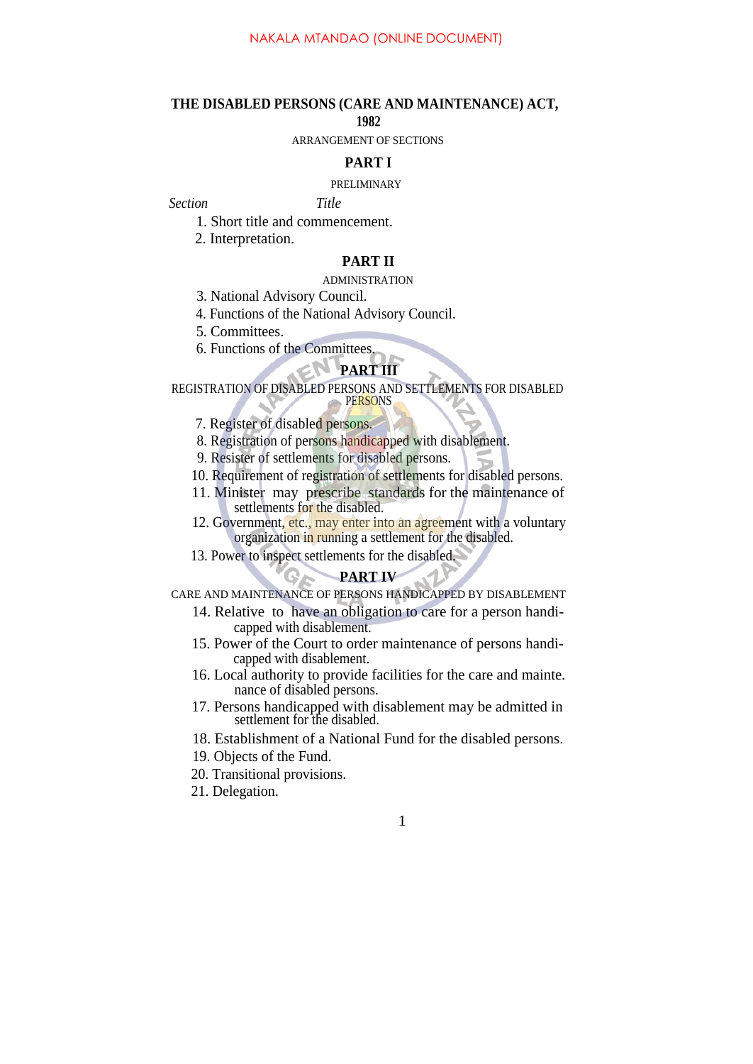NAKALA MTANDAO (ONLINE DOCUMENT)

# THE DISABLED PERSONS (CARE AND MAINTENANCE) ACT, 1982

ARRANGEMENT OF SECTIONS

## PART I

PRELIMINARY

*Section* *Title*

1. Short title and commencement.
2. Interpretation.

## PART II

ADMINISTRATION

3. National Advisory Council.
4. Functions of the National Advisory Council.
5. Committees.
6. Functions of the Committees.

## PART III

REGISTRATION OF DISABLED PERSONS AND SETTLEMENTS FOR DISABLED PERSONS

7. Register of disabled persons.
8. Registration of persons handicapped with disablement.
9. Resister of settlements for disabled persons.
10. Requirement of registration of settlements for disabled persons.
11. Minister may prescribe standards for the maintenance of settlements for the disabled.
12. Government, etc., may enter into an agreement with a voluntary organization in running a settlement for the disabled.
13. Power to inspect settlements for the disabled.

## PART IV

CARE AND MAINTENANCE OF PERSONS HANDICAPPED BY DISABLEMENT

14. Relative to have an obligation to care for a person handicapped with disablement.
15. Power of the Court to order maintenance of persons handicapped with disablement.
16. Local authority to provide facilities for the care and maintenance of disabled persons.
17. Persons handicapped with disablement may be admitted in settlement for the disabled.
18. Establishment of a National Fund for the disabled persons.
19. Objects of the Fund.
20. Transitional provisions.
21. Delegation.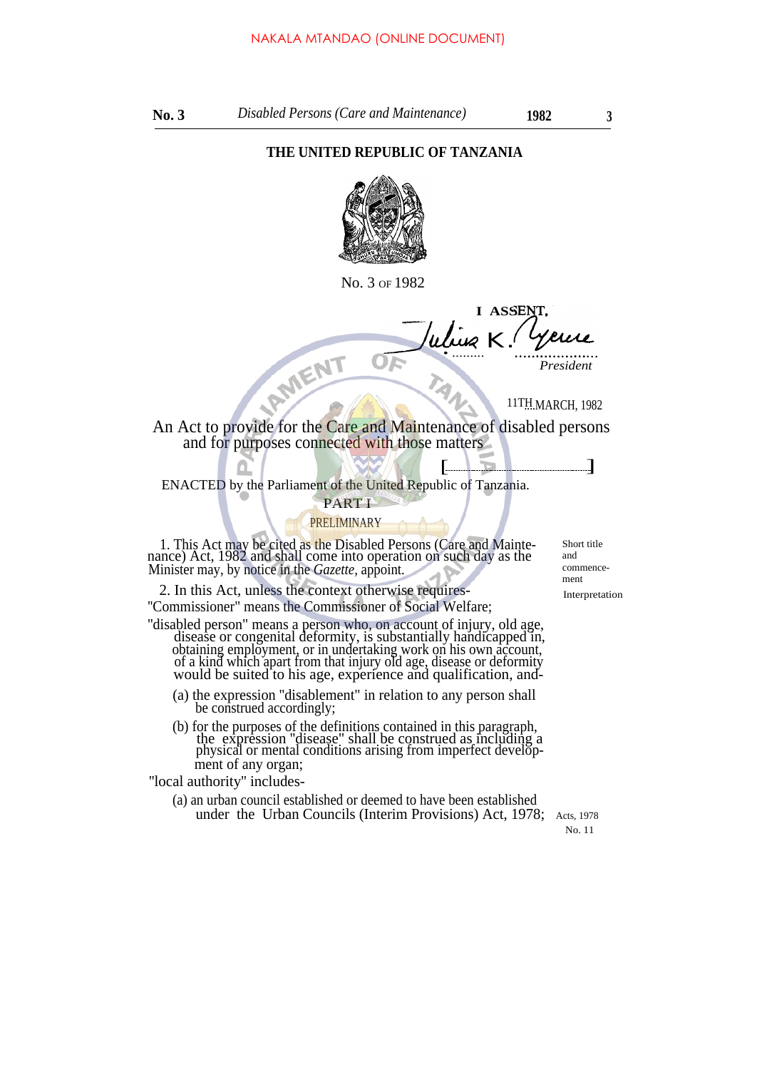THE UNITED REPUBLIC OF TANZANIA

No. 3 OF 1982

I ASSENT,

Julius K. Nyerere
*President*

11TH MARCH, 1982

An Act to provide for the Care and Maintenance of disabled persons and for purposes connected with those matters

[..............................]

ENACTED by the Parliament of the United Republic of Tanzania.

## PART I

### PRELIMINARY

Short title and commencement

1. This Act may be cited as the Disabled Persons (Care and Maintenance) Act, 1982 and shall come into operation on such day as the Minister may, by notice in the *Gazette*, appoint.

Interpretation

2. In this Act, unless the context otherwise requires-

"Commissioner" means the Commissioner of Social Welfare;

"disabled person" means a person who, on account of injury, old age, disease or congenital deformity, is substantially handicapped in, obtaining employment, or in undertaking work on his own account, of a kind which apart from that injury old age, disease or deformity would be suited to his age, experience and qualification, and-

(a) the expression "disablement" in relation to any person shall be construed accordingly;

(b) for the purposes of the definitions contained in this paragraph, the expression "disease" shall be construed as including a physical or mental conditions arising from imperfect development of any organ;

"local authority" includes-

(a) an urban council established or deemed to have been established under the Urban Councils (Interim Provisions) Act, 1978; Acts, 1978 No. 11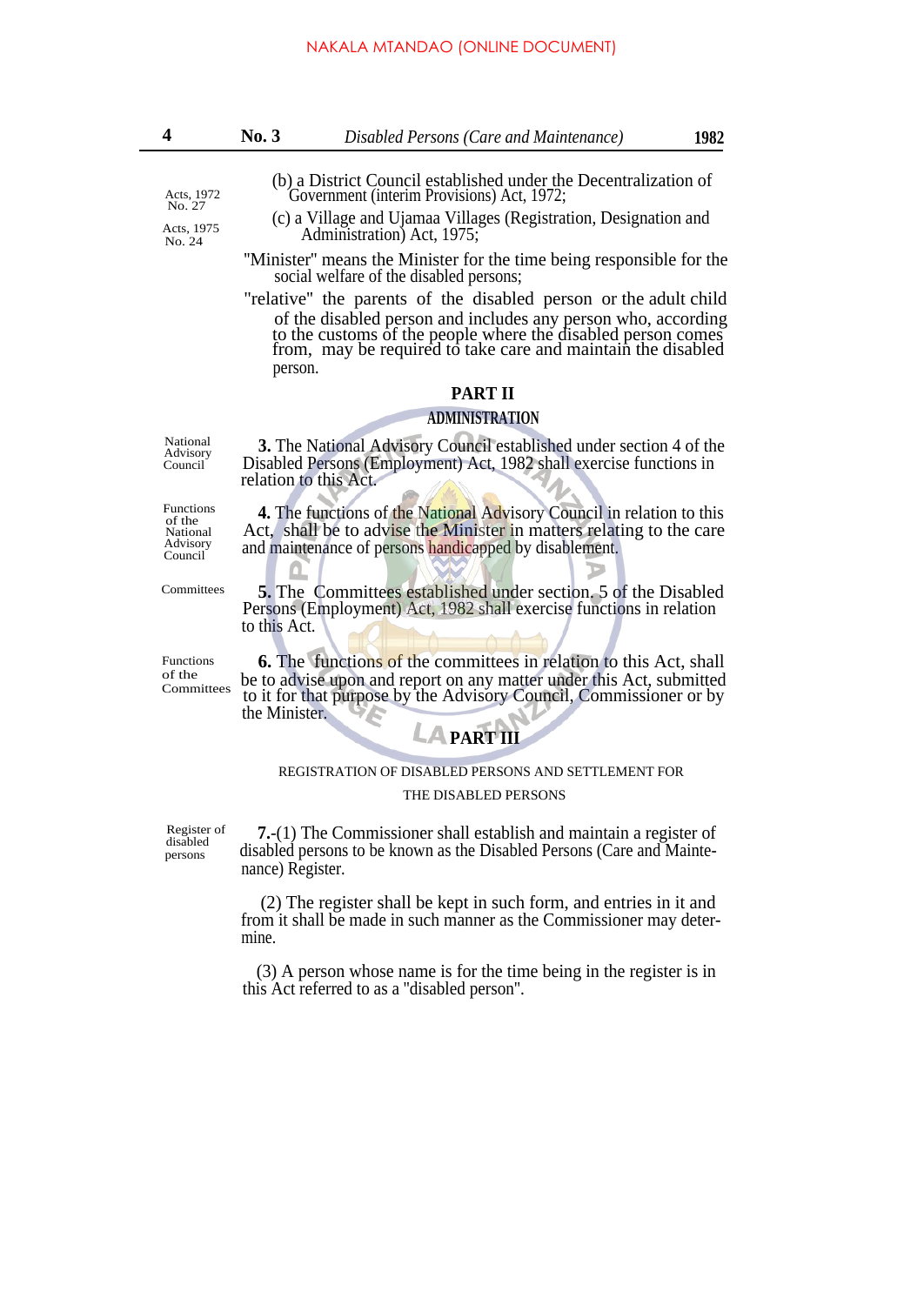(b) a District Council established under the Decentralization of Government (interim Provisions) Act, 1972;

Acts, 1972 No. 27

(c) a Village and Ujamaa Villages (Registration, Designation and Administration) Act, 1975;

Acts, 1975 No. 24

"Minister" means the Minister for the time being responsible for the social welfare of the disabled persons;

"relative" the parents of the disabled person or the adult child of the disabled person and includes any person who, according to the customs of the people where the disabled person comes from, may be required to take care and maintain the disabled person.

## PART II

### ADMINISTRATION

National Advisory Council

**3.** The National Advisory Council established under section 4 of the Disabled Persons (Employment) Act, 1982 shall exercise functions in relation to this Act.

Functions of the National Advisory Council

**4.** The functions of the National Advisory Council in relation to this Act, shall be to advise the Minister in matters relating to the care and maintenance of persons handicapped by disablement.

Committees

**5.** The Committees established under section 5 of the Disabled Persons (Employment) Act, 1982 shall exercise functions in relation to this Act.

Functions of the Committees

**6.** The functions of the committees in relation to this Act, shall be to advise upon and report on any matter under this Act, submitted to it for that purpose by the Advisory Council, Commissioner or by the Minister.

## PART III

### REGISTRATION OF DISABLED PERSONS AND SETTLEMENT FOR THE DISABLED PERSONS

Register of disabled persons

**7.**-(1) The Commissioner shall establish and maintain a register of disabled persons to be known as the Disabled Persons (Care and Maintenance) Register.

(2) The register shall be kept in such form, and entries in it and from it shall be made in such manner as the Commissioner may determine.

(3) A person whose name is for the time being in the register is in this Act referred to as a "disabled person".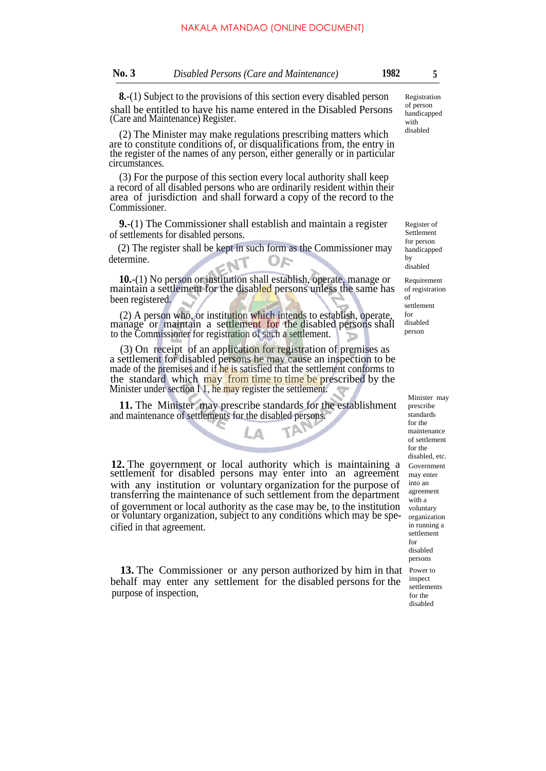**8.**-(1) Subject to the provisions of this section every disabled person shall be entitled to have his name entered in the Disabled Persons (Care and Maintenance) Register.

Registration of person handicapped with disabled

(2) The Minister may make regulations prescribing matters which are to constitute conditions of, or disqualifications from, the entry in the register of the names of any person, either generally or in particular circumstances.

(3) For the purpose of this section every local authority shall keep a record of all disabled persons who are ordinarily resident within their area of jurisdiction and shall forward a copy of the record to the Commissioner.

**9.**-(1) The Commissioner shall establish and maintain a register of settlements for disabled persons.

Register of Settlement for person handicapped by disabled

(2) The register shall be kept in such form as the Commissioner may determine.

**10.**-(1) No person or institution shall establish, operate, manage or maintain a settlement for the disabled persons unless the same has been registered.

Requirement of registration of settlement for disabled person

(2) A person who, or institution which intends to establish, operate, manage or maintain a settlement for the disabled persons shall to the Commissioner for registration of such a settlement.

(3) On receipt of an application for registration of premises as a settlement for disabled persons he may cause an inspection to be made of the premises and if he is satisfied that the settlement conforms to the standard which may from time to time be prescribed by the Minister under section 11, he may register the settlement.

**11.** The Minister may prescribe standards for the establishment and maintenance of settlements for the disabled persons.

Minister may prescribe standards for the maintenance of settlement for the disabled, etc.

**12.** The government or local authority which is maintaining a settlement for disabled persons may enter into an agreement with any institution or voluntary organization for the purpose of transferring the maintenance of such settlement from the department of government or local authority as the case may be, to the institution or voluntary organization, subject to any conditions which may be specified in that agreement.

Government may enter into an agreement with a voluntary organization in running a settlement for disabled persons

**13.** The Commissioner or any person authorized by him in that behalf may enter any settlement for the disabled persons for the purpose of inspection,

Power to inspect settlements for the disabled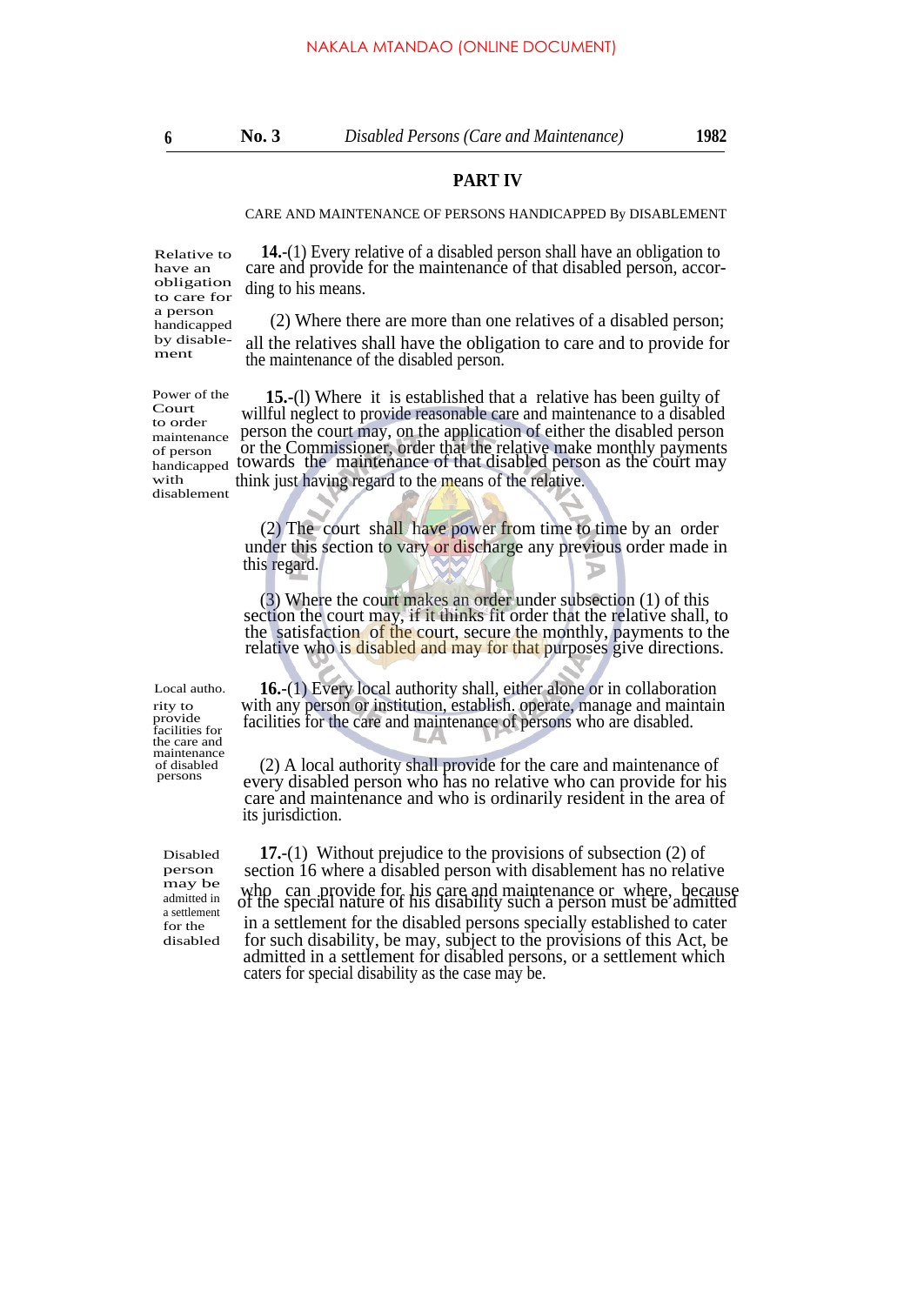## PART IV

CARE AND MAINTENANCE OF PERSONS HANDICAPPED By DISABLEMENT

*Relative to have an obligation to care for a person handicapped by disablement*

**14.**-(1) Every relative of a disabled person shall have an obligation to care and provide for the maintenance of that disabled person, according to his means.

(2) Where there are more than one relatives of a disabled person; all the relatives shall have the obligation to care and to provide for the maintenance of the disabled person.

*Power of the Court to order maintenance of person handicapped with disablement*

**15.**-(l) Where it is established that a relative has been guilty of willful neglect to provide reasonable care and maintenance to a disabled person the court may, on the application of either the disabled person or the Commissioner, order that the relative make monthly payments towards the maintenance of that disabled person as the court may think just having regard to the means of the relative.

(2) The court shall have power from time to time by an order under this section to vary or discharge any previous order made in this regard.

(3) Where the court makes an order under subsection (1) of this section the court may, if it thinks fit order that the relative shall, to the satisfaction of the court, secure the monthly, payments to the relative who is disabled and may for that purposes give directions.

*Local authority to provide facilities for the care and maintenance of disabled persons*

**16.**-(1) Every local authority shall, either alone or in collaboration with any person or institution, establish. operate, manage and maintain facilities for the care and maintenance of persons who are disabled.

(2) A local authority shall provide for the care and maintenance of every disabled person who has no relative who can provide for his care and maintenance and who is ordinarily resident in the area of its jurisdiction.

*Disabled person may be admitted in a settlement for the disabled*

**17.**-(1) Without prejudice to the provisions of subsection (2) of section 16 where a disabled person with disablement has no relative who can provide for his care and maintenance or where, because of the special nature of his disability such a person must be admitted in a settlement for the disabled persons specially established to cater for such disability, be may, subject to the provisions of this Act, be admitted in a settlement for disabled persons, or a settlement which caters for special disability as the case may be.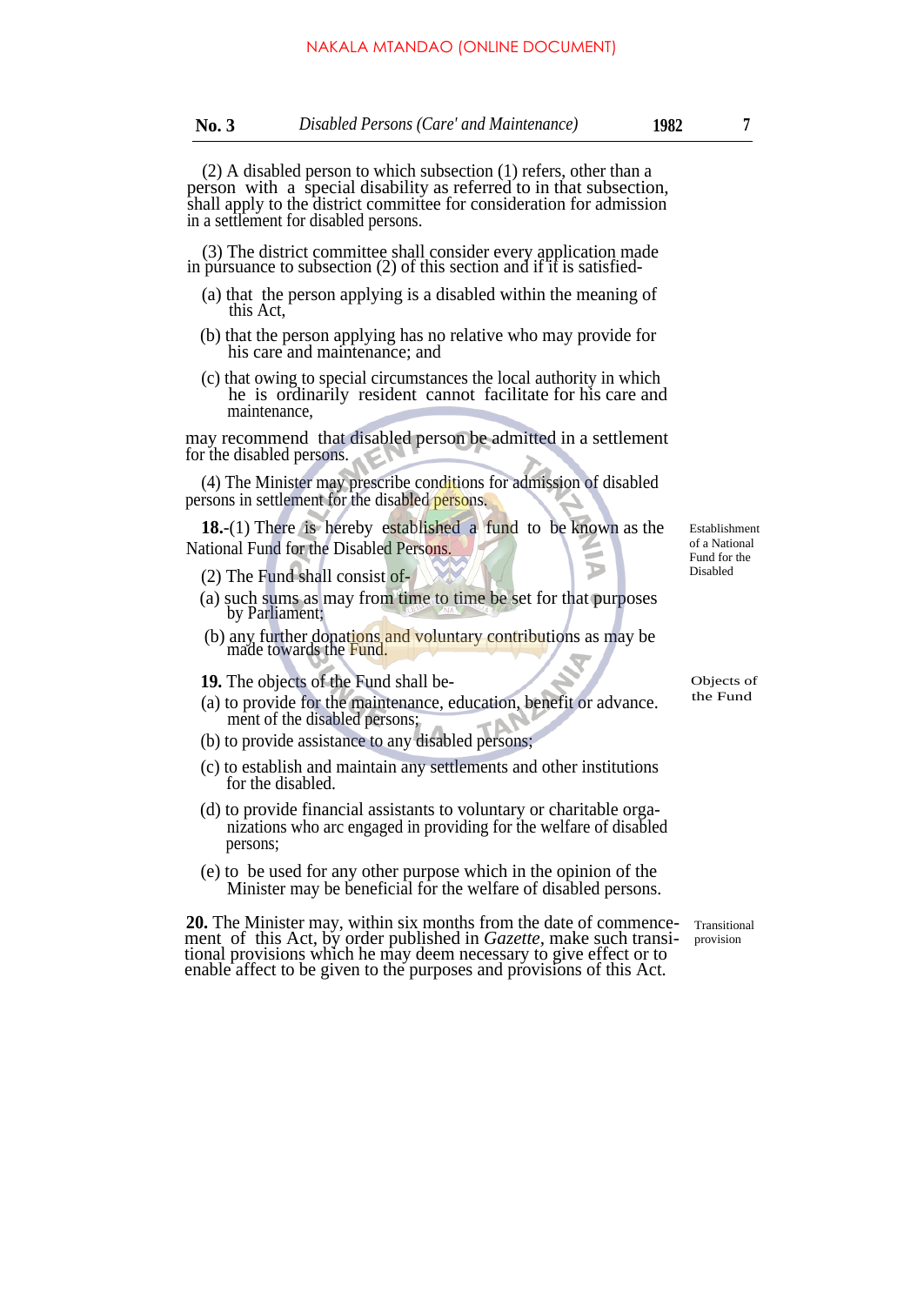(2) A disabled person to which subsection (1) refers, other than a person with a special disability as referred to in that subsection, shall apply to the district committee for consideration for admission in a settlement for disabled persons.

(3) The district committee shall consider every application made in pursuance to subsection (2) of this section and if it is satisfied-

(a) that the person applying is a disabled within the meaning of this Act,

(b) that the person applying has no relative who may provide for his care and maintenance; and

(c) that owing to special circumstances the local authority in which he is ordinarily resident cannot facilitate for his care and maintenance,

may recommend that disabled person be admitted in a settlement for the disabled persons.

(4) The Minister may prescribe conditions for admission of disabled persons in settlement for the disabled persons.

*Establishment of a National Fund for the Disabled*

**18.**-(1) There is hereby established a fund to be known as the National Fund for the Disabled Persons.

(2) The Fund shall consist of-

(a) such sums as may from time to time be set for that purposes by Parliament;

(b) any further donations and voluntary contributions as may be made towards the Fund.

*Objects of the Fund*

**19.** The objects of the Fund shall be-

(a) to provide for the maintenance, education, benefit or advancement of the disabled persons;

(b) to provide assistance to any disabled persons;

(c) to establish and maintain any settlements and other institutions for the disabled.

(d) to provide financial assistants to voluntary or charitable organizations who arc engaged in providing for the welfare of disabled persons;

(e) to be used for any other purpose which in the opinion of the Minister may be beneficial for the welfare of disabled persons.

*Transitional provision*

**20.** The Minister may, within six months from the date of commencement of this Act, by order published in *Gazette*, make such transitional provisions which he may deem necessary to give effect or to enable affect to be given to the purposes and provisions of this Act.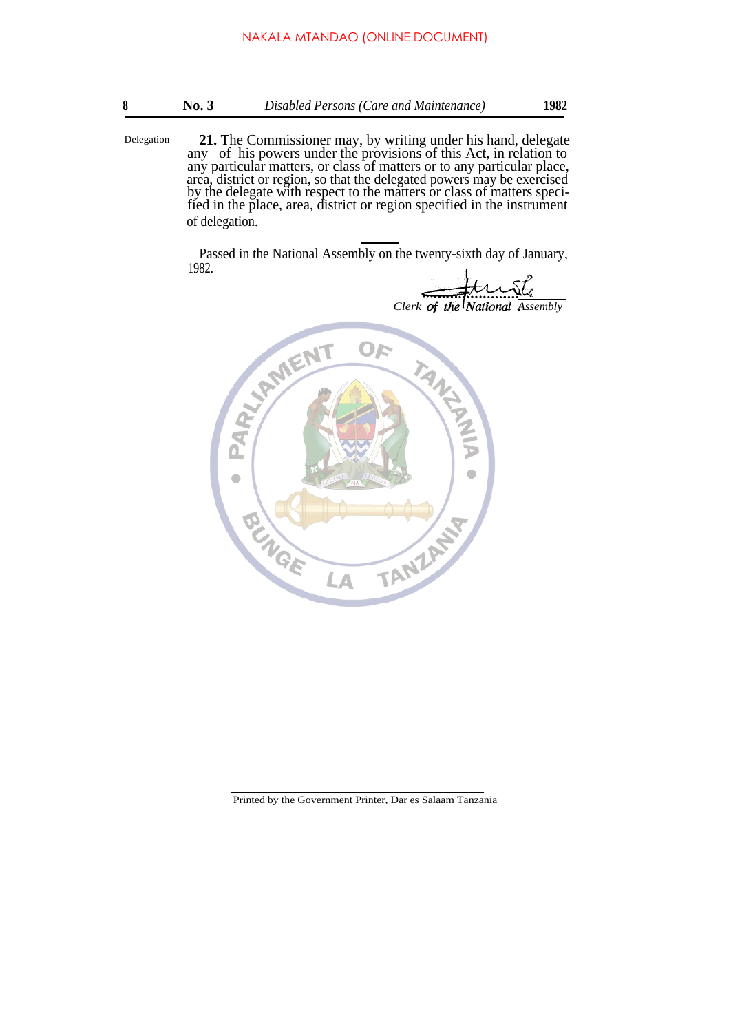Delegation

**21.** The Commissioner may, by writing under his hand, delegate any of his powers under the provisions of this Act, in relation to any particular matters, or class of matters or to any particular place, area, district or region, so that the delegated powers may be exercised by the delegate with respect to the matters or class of matters specified in the place, area, district or region specified in the instrument of delegation.

---

Passed in the National Assembly on the twenty-sixth day of January, 1982.

*Clerk of the National Assembly*

Printed by the Government Printer, Dar es Salaam Tanzania